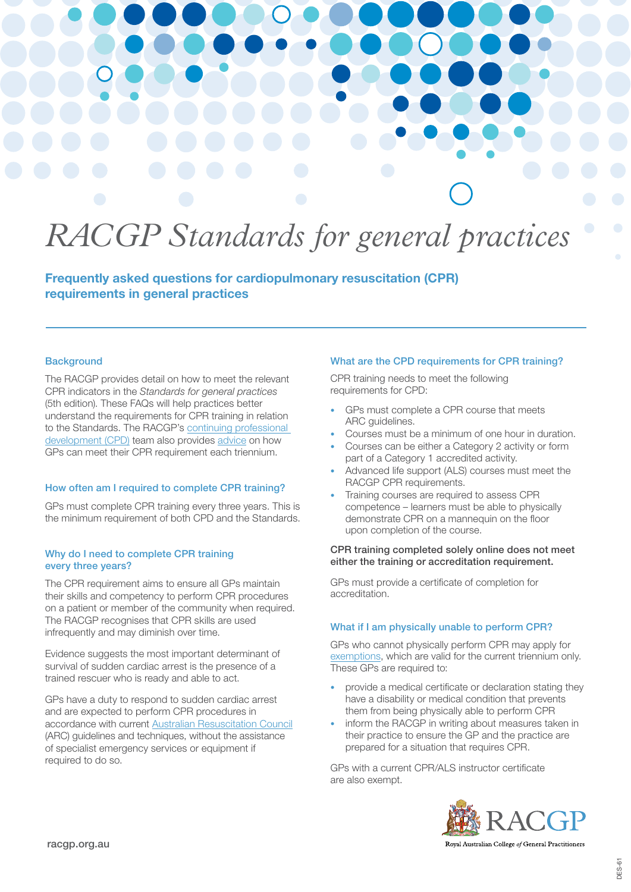# RACGP Standards for general practices

## Frequently asked questions for cardiopulmonary resuscitation (CPR) requirements in general practices

### Background

The RACGP provides detail on how to meet the relevant CPR indicators in the *Standards for general practices* (5th edition). These FAQs will help practices better understand the requirements for CPR training in relation to the Standards. The RACGP's continuing professional development (CPD) team also provides advice on how GPs can meet their CPR requirement each triennium.

### How often am I required to complete CPR training?

GPs must complete CPR training every three years. This is the minimum requirement of both CPD and the Standards.

### Why do I need to complete CPR training every three years?

The CPR requirement aims to ensure all GPs maintain their skills and competency to perform CPR procedures on a patient or member of the community when required. The RACGP recognises that CPR skills are used infrequently and may diminish over time.

Evidence suggests the most important determinant of survival of sudden cardiac arrest is the presence of a trained rescuer who is ready and able to act.

GPs have a duty to respond to sudden cardiac arrest and are expected to perform CPR procedures in accordance with current Australian Resuscitation Council (ARC) guidelines and techniques, without the assistance of specialist emergency services or equipment if required to do so.

### What are the CPD requirements for CPR training?

CPR training needs to meet the following requirements for CPD:

- GPs must complete a CPR course that meets ARC guidelines.
- Courses must be a minimum of one hour in duration.
- Courses can be either a Category 2 activity or form part of a Category 1 accredited activity.
- Advanced life support (ALS) courses must meet the RACGP CPR requirements.
- Training courses are required to assess CPR competence – learners must be able to physically demonstrate CPR on a mannequin on the floor upon completion of the course.

**CPR training completed solely online does not meet either the training or accreditation requirement.**

GPs must provide a certificate of completion for accreditation.

### What if I am physically unable to perform CPR?

GPs who cannot physically perform CPR may apply for exemptions, which are valid for the current triennium only. These GPs are required to:

- provide a medical certificate or declaration stating they have a disability or medical condition that prevents them from being physically able to perform CPR
- inform the RACGP in writing about measures taken in their practice to ensure the GP and the practice are prepared for a situation that requires CPR.

GPs with a current CPR/ALS instructor certificate are also exempt.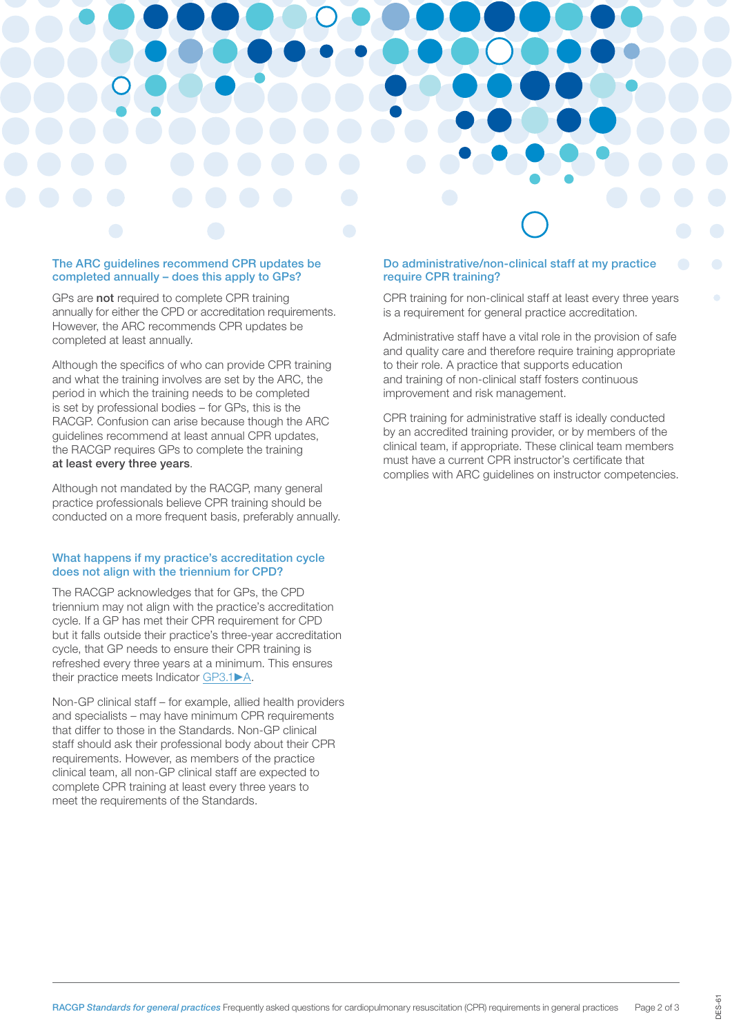## The ARC guidelines recommend CPR updates be completed annually – does this apply to GPs?

GPs are **not** required to complete CPR training annually for either the CPD or accreditation requirements. However, the ARC recommends CPR updates be completed at least annually.

Although the specifics of who can provide CPR training and what the training involves are set by the ARC, the period in which the training needs to be completed is set by professional bodies – for GPs, this is the RACGP. Confusion can arise because though the ARC guidelines recommend at least annual CPR updates, the RACGP requires GPs to complete the training **at least every three years**.

Although not mandated by the RACGP, many general practice professionals believe CPR training should be conducted on a more frequent basis, preferably annually.

## What happens if my practice's accreditation cycle does not align with the triennium for CPD?

The RACGP acknowledges that for GPs, the CPD triennium may not align with the practice's accreditation cycle. If a GP has met their CPR requirement for CPD but it falls outside their practice's three-year accreditation cycle, that GP needs to ensure their CPR training is refreshed every three years at a minimum. This ensures their practice meets Indicator GP3.1►A.

Non-GP clinical staff – for example, allied health providers and specialists – may have minimum CPR requirements that differ to those in the Standards. Non-GP clinical staff should ask their professional body about their CPR requirements. However, as members of the practice clinical team, all non-GP clinical staff are expected to complete CPR training at least every three years to meet the requirements of the Standards.

## Do administrative/non-clinical staff at my practice require CPR training?

CPR training for non-clinical staff at least every three years is a requirement for general practice accreditation.

Administrative staff have a vital role in the provision of safe and quality care and therefore require training appropriate to their role. A practice that supports education and training of non-clinical staff fosters continuous improvement and risk management.

CPR training for administrative staff is ideally conducted by an accredited training provider, or by members of the clinical team, if appropriate. These clinical team members must have a current CPR instructor's certificate that complies with ARC guidelines on instructor competencies.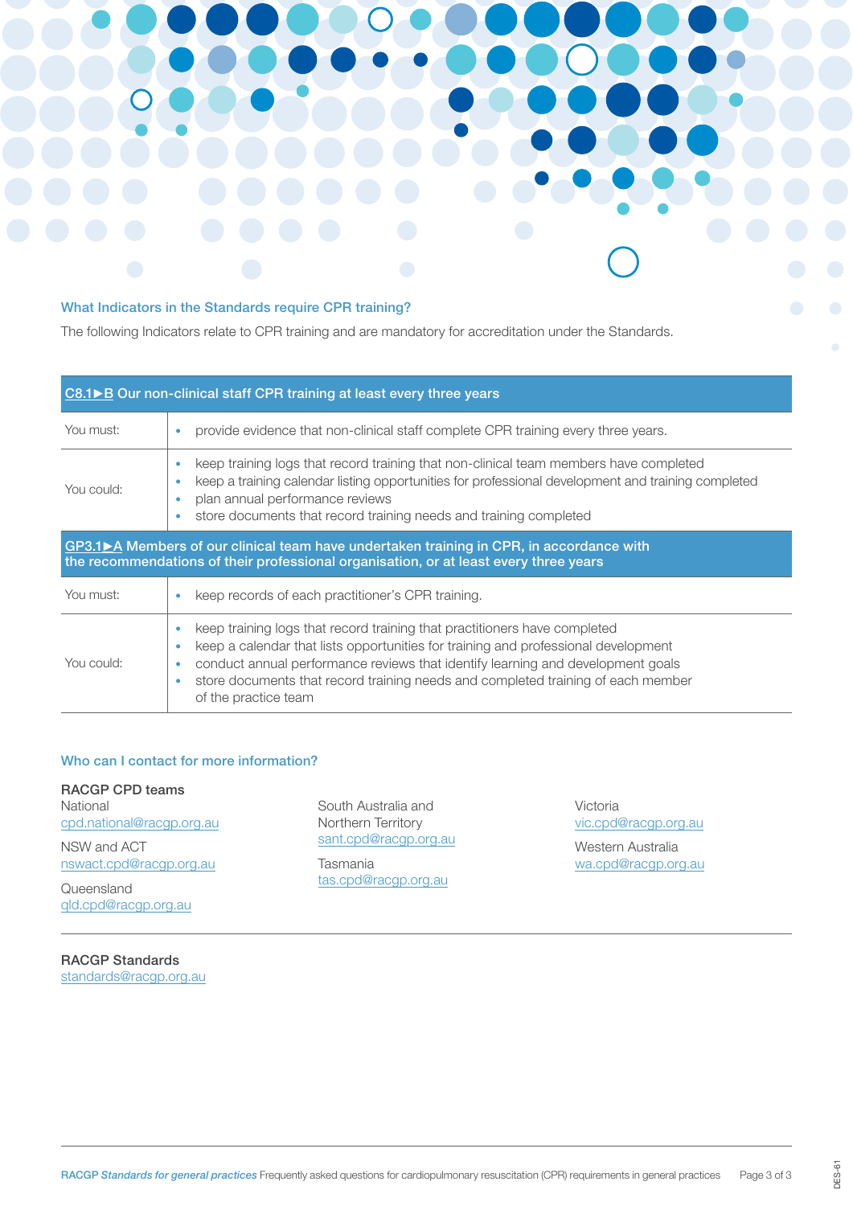## What Indicators in the Standards require CPR training?

The following Indicators relate to CPR training and are mandatory for accreditation under the Standards.

| C8.1►B Our non-clinical staff CPR training at least every three years | |
|---|---|
| You must: | • provide evidence that non-clinical staff complete CPR training every three years. |
| You could: | • keep training logs that record training that non-clinical team members have completed<br>• keep a training calendar listing opportunities for professional development and training completed<br>• plan annual performance reviews<br>• store documents that record training needs and training completed |

| GP3.1►A Members of our clinical team have undertaken training in CPR, in accordance with the recommendations of their professional organisation, or at least every three years | |
|---|---|
| You must: | • keep records of each practitioner's CPR training. |
| You could: | • keep training logs that record training that practitioners have completed<br>• keep a calendar that lists opportunities for training and professional development<br>• conduct annual performance reviews that identify learning and development goals<br>• store documents that record training needs and completed training of each member of the practice team |

## Who can I contact for more information?

**RACGP CPD teams**

National
cpd.national@racgp.org.au

NSW and ACT
nswact.cpd@racgp.org.au

Queensland
qld.cpd@racgp.org.au

South Australia and Northern Territory
sant.cpd@racgp.org.au

Tasmania
tas.cpd@racgp.org.au

Victoria
vic.cpd@racgp.org.au

Western Australia
wa.cpd@racgp.org.au

---

**RACGP Standards**
standards@racgp.org.au